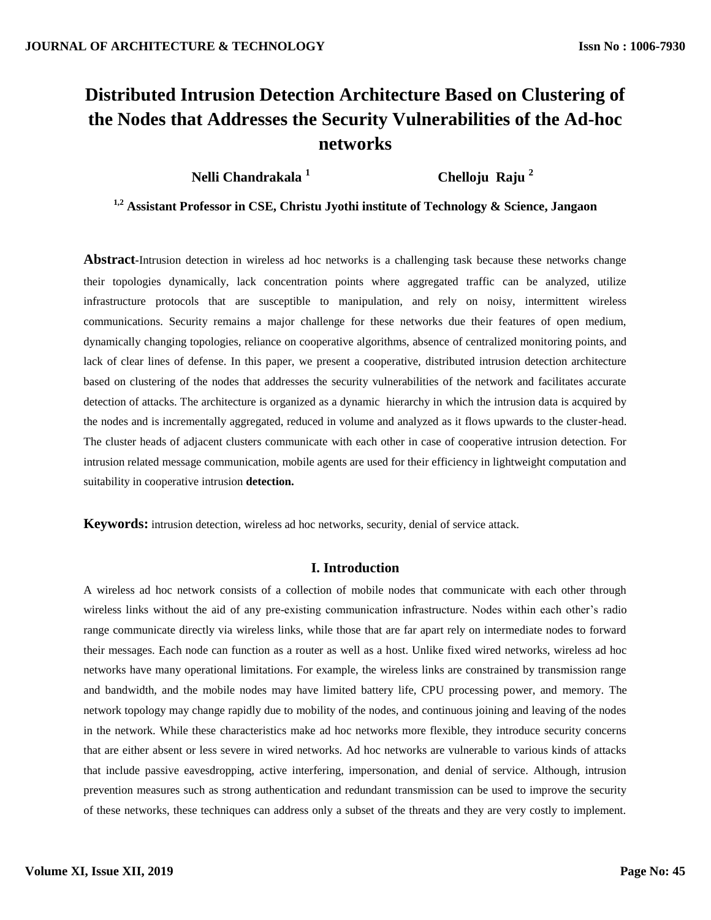# Distributed Intrusion Detection Architecture Based on Clustering of the Nodes that Addresses the Security Vulnerabilities of the Ad-hoc networks

**Nelli Chandrakala [1]** **Chelloju Raju [2]**

**[1,2] Assistant Professor in CSE, Christu Jyothi institute of Technology & Science, Jangaon**

**Abstract**-Intrusion detection in wireless ad hoc networks is a challenging task because these networks change their topologies dynamically, lack concentration points where aggregated traffic can be analyzed, utilize infrastructure protocols that are susceptible to manipulation, and rely on noisy, intermittent wireless communications. Security remains a major challenge for these networks due their features of open medium, dynamically changing topologies, reliance on cooperative algorithms, absence of centralized monitoring points, and lack of clear lines of defense. In this paper, we present a cooperative, distributed intrusion detection architecture based on clustering of the nodes that addresses the security vulnerabilities of the network and facilitates accurate detection of attacks. The architecture is organized as a dynamic hierarchy in which the intrusion data is acquired by the nodes and is incrementally aggregated, reduced in volume and analyzed as it flows upwards to the cluster-head. The cluster heads of adjacent clusters communicate with each other in case of cooperative intrusion detection. For intrusion related message communication, mobile agents are used for their efficiency in lightweight computation and suitability in cooperative intrusion **detection.**

**Keywords:** intrusion detection, wireless ad hoc networks, security, denial of service attack.

## I. Introduction

A wireless ad hoc network consists of a collection of mobile nodes that communicate with each other through wireless links without the aid of any pre-existing communication infrastructure. Nodes within each other's radio range communicate directly via wireless links, while those that are far apart rely on intermediate nodes to forward their messages. Each node can function as a router as well as a host. Unlike fixed wired networks, wireless ad hoc networks have many operational limitations. For example, the wireless links are constrained by transmission range and bandwidth, and the mobile nodes may have limited battery life, CPU processing power, and memory. The network topology may change rapidly due to mobility of the nodes, and continuous joining and leaving of the nodes in the network. While these characteristics make ad hoc networks more flexible, they introduce security concerns that are either absent or less severe in wired networks. Ad hoc networks are vulnerable to various kinds of attacks that include passive eavesdropping, active interfering, impersonation, and denial of service. Although, intrusion prevention measures such as strong authentication and redundant transmission can be used to improve the security of these networks, these techniques can address only a subset of the threats and they are very costly to implement.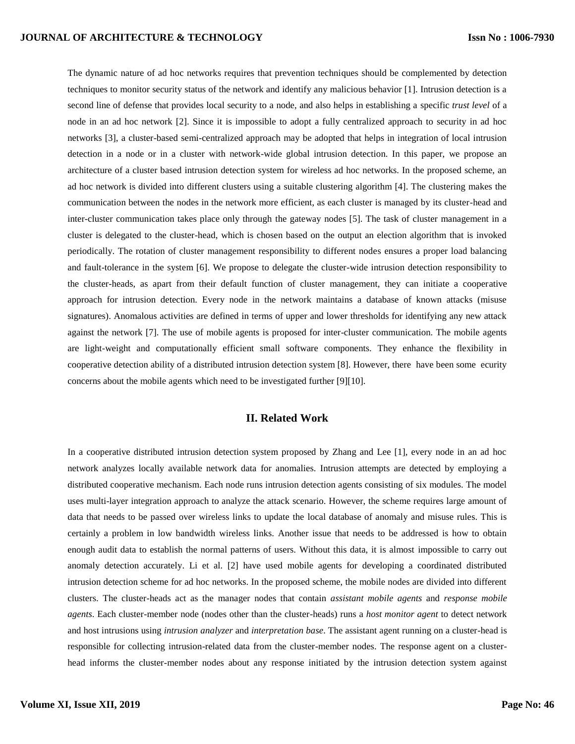The dynamic nature of ad hoc networks requires that prevention techniques should be complemented by detection techniques to monitor security status of the network and identify any malicious behavior [1]. Intrusion detection is a second line of defense that provides local security to a node, and also helps in establishing a specific *trust level* of a node in an ad hoc network [2]. Since it is impossible to adopt a fully centralized approach to security in ad hoc networks [3], a cluster-based semi-centralized approach may be adopted that helps in integration of local intrusion detection in a node or in a cluster with network-wide global intrusion detection. In this paper, we propose an architecture of a cluster based intrusion detection system for wireless ad hoc networks. In the proposed scheme, an ad hoc network is divided into different clusters using a suitable clustering algorithm [4]. The clustering makes the communication between the nodes in the network more efficient, as each cluster is managed by its cluster-head and inter-cluster communication takes place only through the gateway nodes [5]. The task of cluster management in a cluster is delegated to the cluster-head, which is chosen based on the output an election algorithm that is invoked periodically. The rotation of cluster management responsibility to different nodes ensures a proper load balancing and fault-tolerance in the system [6]. We propose to delegate the cluster-wide intrusion detection responsibility to the cluster-heads, as apart from their default function of cluster management, they can initiate a cooperative approach for intrusion detection. Every node in the network maintains a database of known attacks (misuse signatures). Anomalous activities are defined in terms of upper and lower thresholds for identifying any new attack against the network [7]. The use of mobile agents is proposed for inter-cluster communication. The mobile agents are light-weight and computationally efficient small software components. They enhance the flexibility in cooperative detection ability of a distributed intrusion detection system [8]. However, there have been some ecurity concerns about the mobile agents which need to be investigated further [9][10].

## II. Related Work

In a cooperative distributed intrusion detection system proposed by Zhang and Lee [1], every node in an ad hoc network analyzes locally available network data for anomalies. Intrusion attempts are detected by employing a distributed cooperative mechanism. Each node runs intrusion detection agents consisting of six modules. The model uses multi-layer integration approach to analyze the attack scenario. However, the scheme requires large amount of data that needs to be passed over wireless links to update the local database of anomaly and misuse rules. This is certainly a problem in low bandwidth wireless links. Another issue that needs to be addressed is how to obtain enough audit data to establish the normal patterns of users. Without this data, it is almost impossible to carry out anomaly detection accurately. Li et al. [2] have used mobile agents for developing a coordinated distributed intrusion detection scheme for ad hoc networks. In the proposed scheme, the mobile nodes are divided into different clusters. The cluster-heads act as the manager nodes that contain *assistant mobile agents* and *response mobile agents*. Each cluster-member node (nodes other than the cluster-heads) runs a *host monitor agent* to detect network and host intrusions using *intrusion analyzer* and *interpretation base*. The assistant agent running on a cluster-head is responsible for collecting intrusion-related data from the cluster-member nodes. The response agent on a cluster-head informs the cluster-member nodes about any response initiated by the intrusion detection system against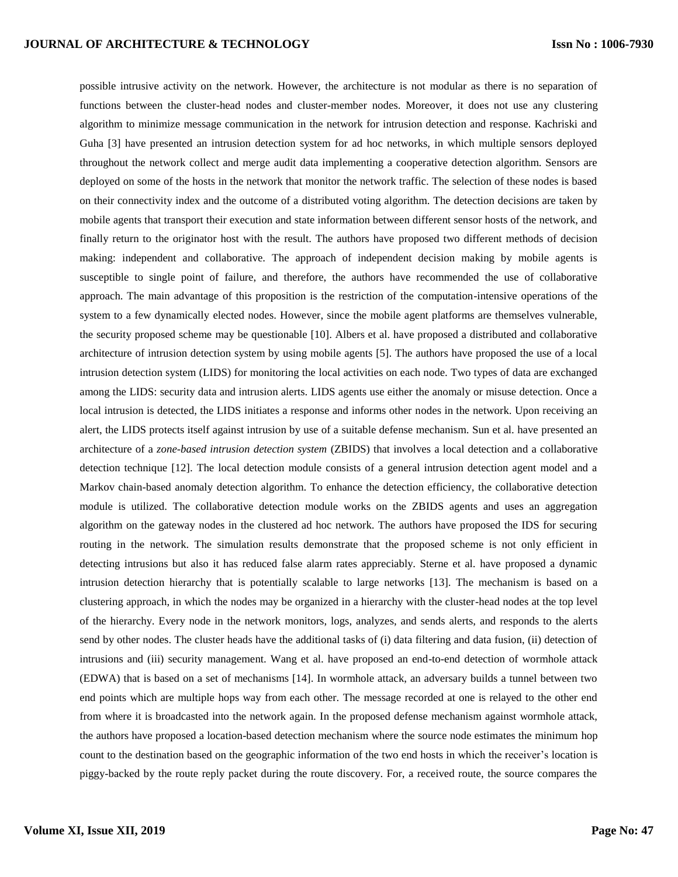possible intrusive activity on the network. However, the architecture is not modular as there is no separation of functions between the cluster-head nodes and cluster-member nodes. Moreover, it does not use any clustering algorithm to minimize message communication in the network for intrusion detection and response. Kachriski and Guha [3] have presented an intrusion detection system for ad hoc networks, in which multiple sensors deployed throughout the network collect and merge audit data implementing a cooperative detection algorithm. Sensors are deployed on some of the hosts in the network that monitor the network traffic. The selection of these nodes is based on their connectivity index and the outcome of a distributed voting algorithm. The detection decisions are taken by mobile agents that transport their execution and state information between different sensor hosts of the network, and finally return to the originator host with the result. The authors have proposed two different methods of decision making: independent and collaborative. The approach of independent decision making by mobile agents is susceptible to single point of failure, and therefore, the authors have recommended the use of collaborative approach. The main advantage of this proposition is the restriction of the computation-intensive operations of the system to a few dynamically elected nodes. However, since the mobile agent platforms are themselves vulnerable, the security proposed scheme may be questionable [10]. Albers et al. have proposed a distributed and collaborative architecture of intrusion detection system by using mobile agents [5]. The authors have proposed the use of a local intrusion detection system (LIDS) for monitoring the local activities on each node. Two types of data are exchanged among the LIDS: security data and intrusion alerts. LIDS agents use either the anomaly or misuse detection. Once a local intrusion is detected, the LIDS initiates a response and informs other nodes in the network. Upon receiving an alert, the LIDS protects itself against intrusion by use of a suitable defense mechanism. Sun et al. have presented an architecture of a *zone-based intrusion detection system* (ZBIDS) that involves a local detection and a collaborative detection technique [12]. The local detection module consists of a general intrusion detection agent model and a Markov chain-based anomaly detection algorithm. To enhance the detection efficiency, the collaborative detection module is utilized. The collaborative detection module works on the ZBIDS agents and uses an aggregation algorithm on the gateway nodes in the clustered ad hoc network. The authors have proposed the IDS for securing routing in the network. The simulation results demonstrate that the proposed scheme is not only efficient in detecting intrusions but also it has reduced false alarm rates appreciably. Sterne et al. have proposed a dynamic intrusion detection hierarchy that is potentially scalable to large networks [13]. The mechanism is based on a clustering approach, in which the nodes may be organized in a hierarchy with the cluster-head nodes at the top level of the hierarchy. Every node in the network monitors, logs, analyzes, and sends alerts, and responds to the alerts send by other nodes. The cluster heads have the additional tasks of (i) data filtering and data fusion, (ii) detection of intrusions and (iii) security management. Wang et al. have proposed an end-to-end detection of wormhole attack (EDWA) that is based on a set of mechanisms [14]. In wormhole attack, an adversary builds a tunnel between two end points which are multiple hops way from each other. The message recorded at one is relayed to the other end from where it is broadcasted into the network again. In the proposed defense mechanism against wormhole attack, the authors have proposed a location-based detection mechanism where the source node estimates the minimum hop count to the destination based on the geographic information of the two end hosts in which the receiver's location is piggy-backed by the route reply packet during the route discovery. For, a received route, the source compares the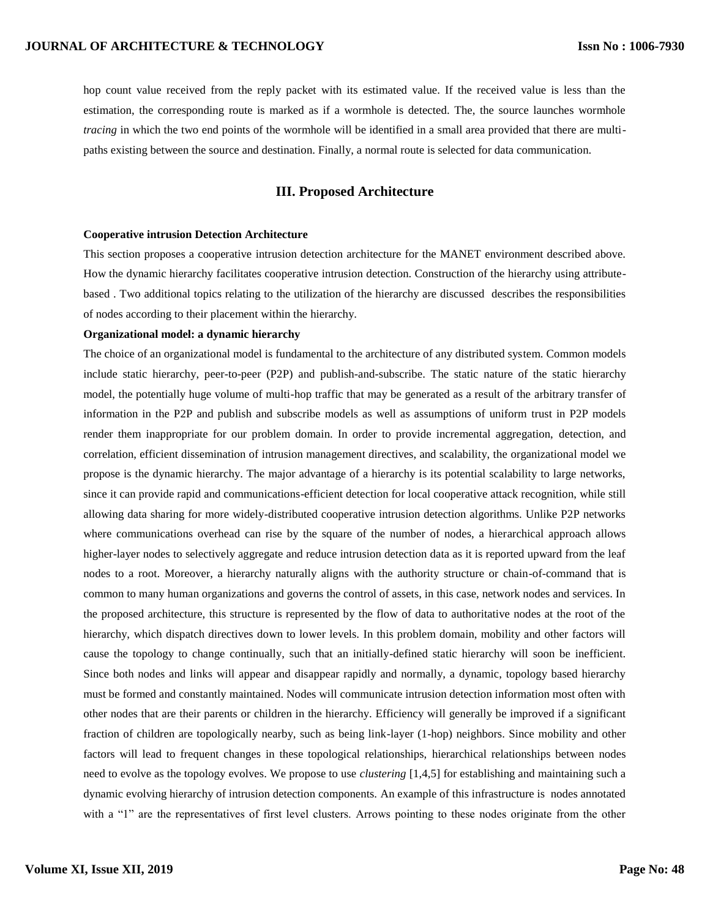hop count value received from the reply packet with its estimated value. If the received value is less than the estimation, the corresponding route is marked as if a wormhole is detected. The, the source launches wormhole *tracing* in which the two end points of the wormhole will be identified in a small area provided that there are multi-paths existing between the source and destination. Finally, a normal route is selected for data communication.

## III. Proposed Architecture

**Cooperative intrusion Detection Architecture**

This section proposes a cooperative intrusion detection architecture for the MANET environment described above. How the dynamic hierarchy facilitates cooperative intrusion detection. Construction of the hierarchy using attribute-based . Two additional topics relating to the utilization of the hierarchy are discussed describes the responsibilities of nodes according to their placement within the hierarchy.

**Organizational model: a dynamic hierarchy**

The choice of an organizational model is fundamental to the architecture of any distributed system. Common models include static hierarchy, peer-to-peer (P2P) and publish-and-subscribe. The static nature of the static hierarchy model, the potentially huge volume of multi-hop traffic that may be generated as a result of the arbitrary transfer of information in the P2P and publish and subscribe models as well as assumptions of uniform trust in P2P models render them inappropriate for our problem domain. In order to provide incremental aggregation, detection, and correlation, efficient dissemination of intrusion management directives, and scalability, the organizational model we propose is the dynamic hierarchy. The major advantage of a hierarchy is its potential scalability to large networks, since it can provide rapid and communications-efficient detection for local cooperative attack recognition, while still allowing data sharing for more widely-distributed cooperative intrusion detection algorithms. Unlike P2P networks where communications overhead can rise by the square of the number of nodes, a hierarchical approach allows higher-layer nodes to selectively aggregate and reduce intrusion detection data as it is reported upward from the leaf nodes to a root. Moreover, a hierarchy naturally aligns with the authority structure or chain-of-command that is common to many human organizations and governs the control of assets, in this case, network nodes and services. In the proposed architecture, this structure is represented by the flow of data to authoritative nodes at the root of the hierarchy, which dispatch directives down to lower levels. In this problem domain, mobility and other factors will cause the topology to change continually, such that an initially-defined static hierarchy will soon be inefficient. Since both nodes and links will appear and disappear rapidly and normally, a dynamic, topology based hierarchy must be formed and constantly maintained. Nodes will communicate intrusion detection information most often with other nodes that are their parents or children in the hierarchy. Efficiency will generally be improved if a significant fraction of children are topologically nearby, such as being link-layer (1-hop) neighbors. Since mobility and other factors will lead to frequent changes in these topological relationships, hierarchical relationships between nodes need to evolve as the topology evolves. We propose to use *clustering* [1,4,5] for establishing and maintaining such a dynamic evolving hierarchy of intrusion detection components. An example of this infrastructure is nodes annotated with a “1” are the representatives of first level clusters. Arrows pointing to these nodes originate from the other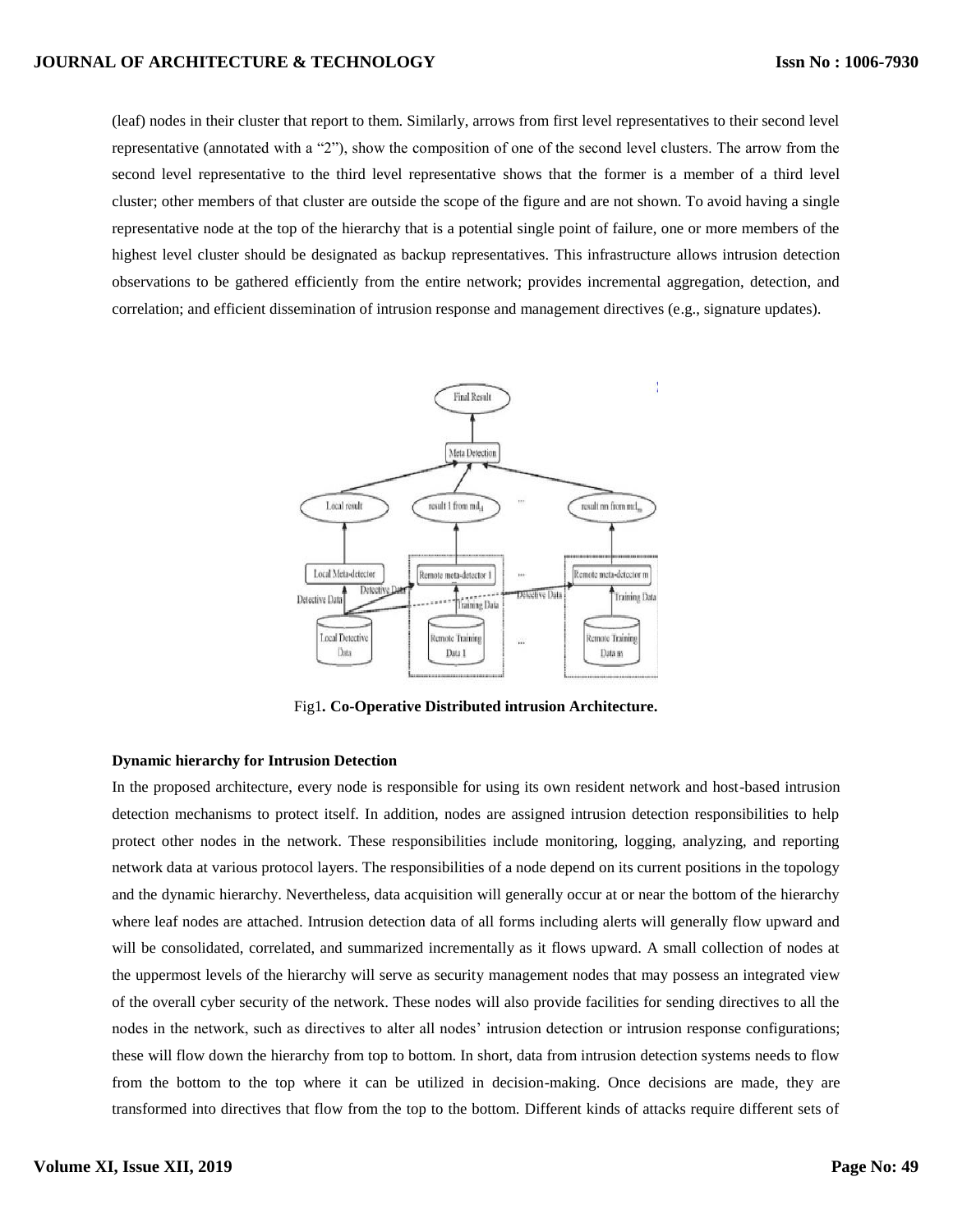(leaf) nodes in their cluster that report to them. Similarly, arrows from first level representatives to their second level representative (annotated with a "2"), show the composition of one of the second level clusters. The arrow from the second level representative to the third level representative shows that the former is a member of a third level cluster; other members of that cluster are outside the scope of the figure and are not shown. To avoid having a single representative node at the top of the hierarchy that is a potential single point of failure, one or more members of the highest level cluster should be designated as backup representatives. This infrastructure allows intrusion detection observations to be gathered efficiently from the entire network; provides incremental aggregation, detection, and correlation; and efficient dissemination of intrusion response and management directives (e.g., signature updates).

Fig1**. Co-Operative Distributed intrusion Architecture.**

**Dynamic hierarchy for Intrusion Detection**

In the proposed architecture, every node is responsible for using its own resident network and host-based intrusion detection mechanisms to protect itself. In addition, nodes are assigned intrusion detection responsibilities to help protect other nodes in the network. These responsibilities include monitoring, logging, analyzing, and reporting network data at various protocol layers. The responsibilities of a node depend on its current positions in the topology and the dynamic hierarchy. Nevertheless, data acquisition will generally occur at or near the bottom of the hierarchy where leaf nodes are attached. Intrusion detection data of all forms including alerts will generally flow upward and will be consolidated, correlated, and summarized incrementally as it flows upward. A small collection of nodes at the uppermost levels of the hierarchy will serve as security management nodes that may possess an integrated view of the overall cyber security of the network. These nodes will also provide facilities for sending directives to all the nodes in the network, such as directives to alter all nodes' intrusion detection or intrusion response configurations; these will flow down the hierarchy from top to bottom. In short, data from intrusion detection systems needs to flow from the bottom to the top where it can be utilized in decision-making. Once decisions are made, they are transformed into directives that flow from the top to the bottom. Different kinds of attacks require different sets of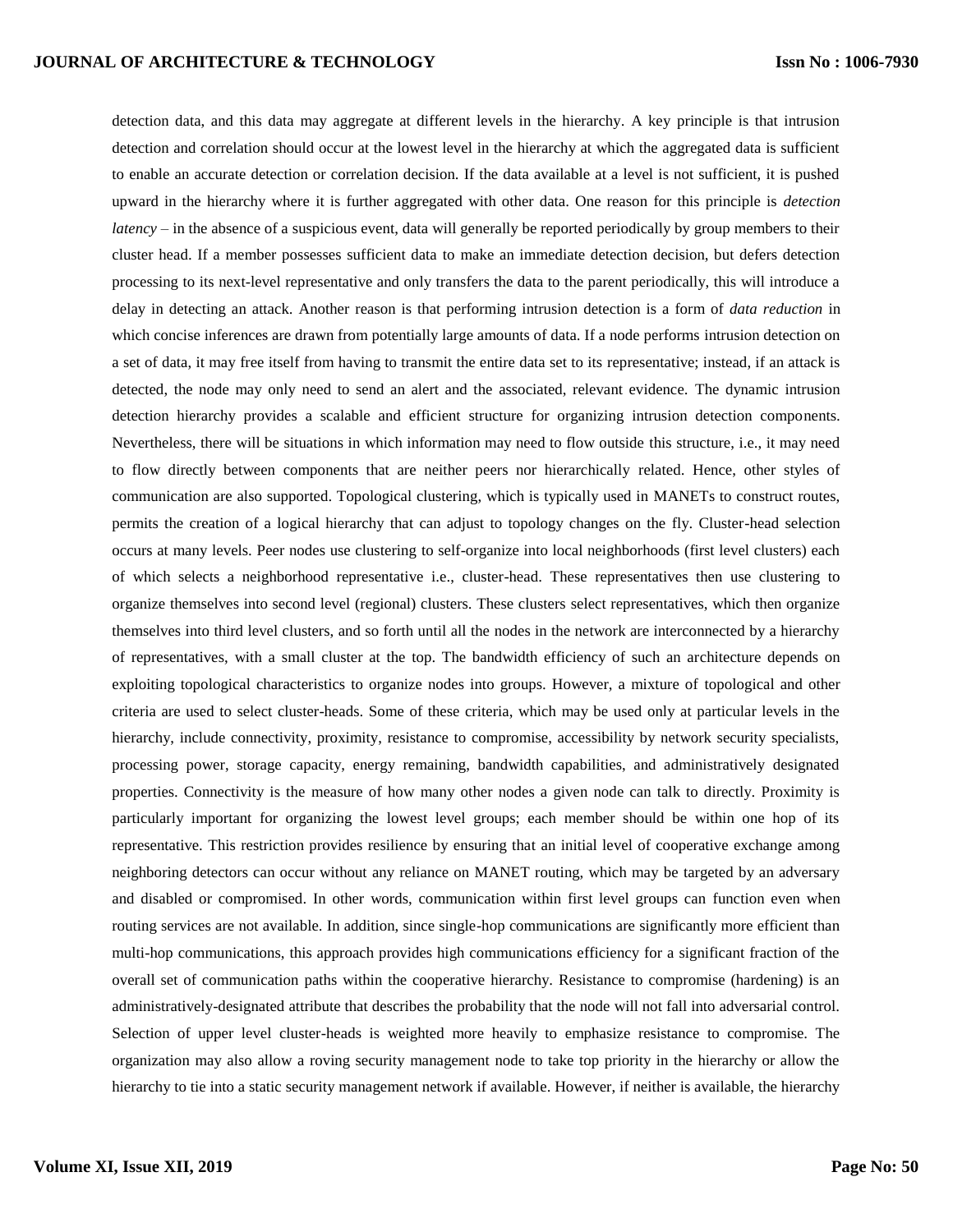detection data, and this data may aggregate at different levels in the hierarchy. A key principle is that intrusion detection and correlation should occur at the lowest level in the hierarchy at which the aggregated data is sufficient to enable an accurate detection or correlation decision. If the data available at a level is not sufficient, it is pushed upward in the hierarchy where it is further aggregated with other data. One reason for this principle is *detection latency* – in the absence of a suspicious event, data will generally be reported periodically by group members to their cluster head. If a member possesses sufficient data to make an immediate detection decision, but defers detection processing to its next-level representative and only transfers the data to the parent periodically, this will introduce a delay in detecting an attack. Another reason is that performing intrusion detection is a form of *data reduction* in which concise inferences are drawn from potentially large amounts of data. If a node performs intrusion detection on a set of data, it may free itself from having to transmit the entire data set to its representative; instead, if an attack is detected, the node may only need to send an alert and the associated, relevant evidence. The dynamic intrusion detection hierarchy provides a scalable and efficient structure for organizing intrusion detection components. Nevertheless, there will be situations in which information may need to flow outside this structure, i.e., it may need to flow directly between components that are neither peers nor hierarchically related. Hence, other styles of communication are also supported. Topological clustering, which is typically used in MANETs to construct routes, permits the creation of a logical hierarchy that can adjust to topology changes on the fly. Cluster-head selection occurs at many levels. Peer nodes use clustering to self-organize into local neighborhoods (first level clusters) each of which selects a neighborhood representative i.e., cluster-head. These representatives then use clustering to organize themselves into second level (regional) clusters. These clusters select representatives, which then organize themselves into third level clusters, and so forth until all the nodes in the network are interconnected by a hierarchy of representatives, with a small cluster at the top. The bandwidth efficiency of such an architecture depends on exploiting topological characteristics to organize nodes into groups. However, a mixture of topological and other criteria are used to select cluster-heads. Some of these criteria, which may be used only at particular levels in the hierarchy, include connectivity, proximity, resistance to compromise, accessibility by network security specialists, processing power, storage capacity, energy remaining, bandwidth capabilities, and administratively designated properties. Connectivity is the measure of how many other nodes a given node can talk to directly. Proximity is particularly important for organizing the lowest level groups; each member should be within one hop of its representative. This restriction provides resilience by ensuring that an initial level of cooperative exchange among neighboring detectors can occur without any reliance on MANET routing, which may be targeted by an adversary and disabled or compromised. In other words, communication within first level groups can function even when routing services are not available. In addition, since single-hop communications are significantly more efficient than multi-hop communications, this approach provides high communications efficiency for a significant fraction of the overall set of communication paths within the cooperative hierarchy. Resistance to compromise (hardening) is an administratively-designated attribute that describes the probability that the node will not fall into adversarial control. Selection of upper level cluster-heads is weighted more heavily to emphasize resistance to compromise. The organization may also allow a roving security management node to take top priority in the hierarchy or allow the hierarchy to tie into a static security management network if available. However, if neither is available, the hierarchy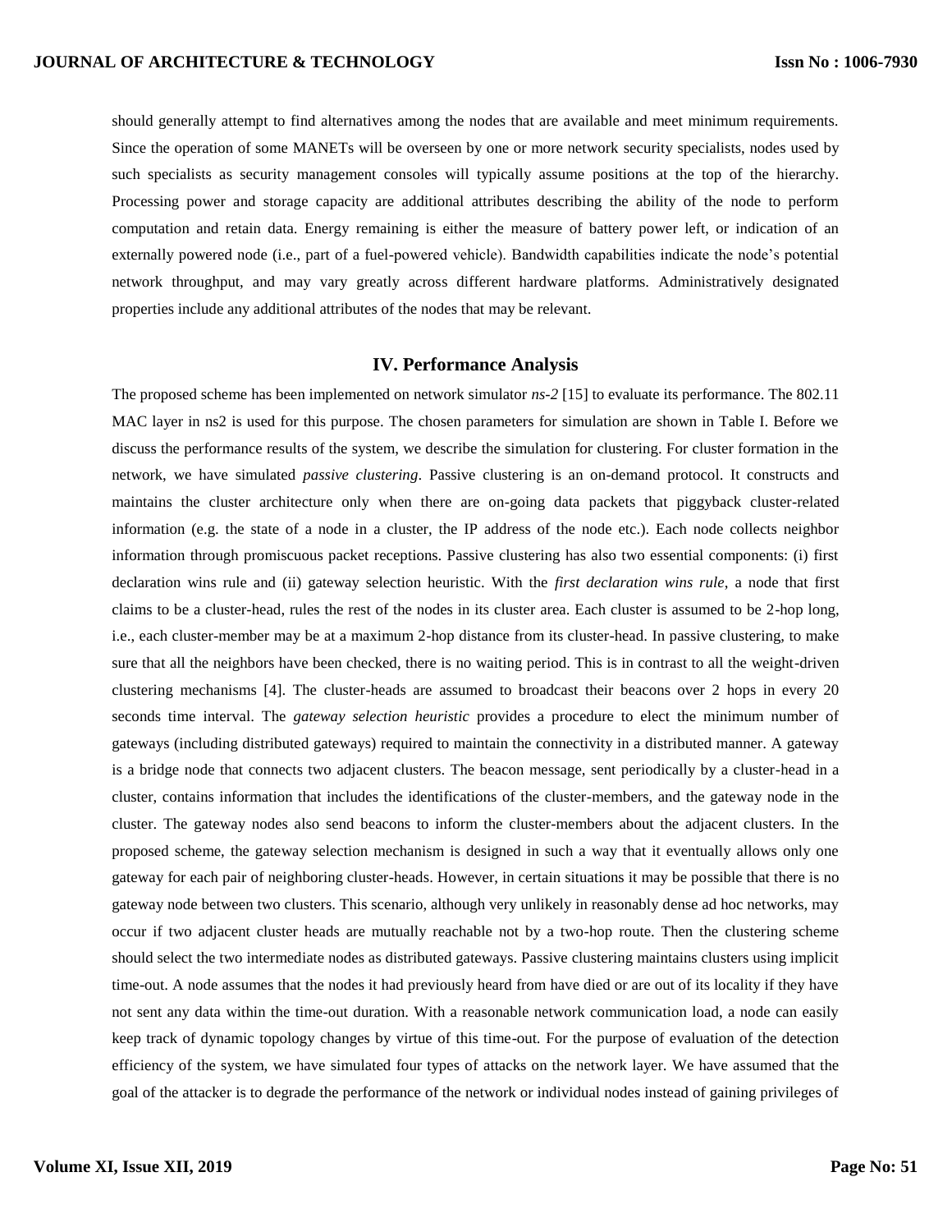should generally attempt to find alternatives among the nodes that are available and meet minimum requirements. Since the operation of some MANETs will be overseen by one or more network security specialists, nodes used by such specialists as security management consoles will typically assume positions at the top of the hierarchy. Processing power and storage capacity are additional attributes describing the ability of the node to perform computation and retain data. Energy remaining is either the measure of battery power left, or indication of an externally powered node (i.e., part of a fuel-powered vehicle). Bandwidth capabilities indicate the node's potential network throughput, and may vary greatly across different hardware platforms. Administratively designated properties include any additional attributes of the nodes that may be relevant.

## IV. Performance Analysis

The proposed scheme has been implemented on network simulator *ns-2* [15] to evaluate its performance. The 802.11 MAC layer in ns2 is used for this purpose. The chosen parameters for simulation are shown in Table I. Before we discuss the performance results of the system, we describe the simulation for clustering. For cluster formation in the network, we have simulated *passive clustering*. Passive clustering is an on-demand protocol. It constructs and maintains the cluster architecture only when there are on-going data packets that piggyback cluster-related information (e.g. the state of a node in a cluster, the IP address of the node etc.). Each node collects neighbor information through promiscuous packet receptions. Passive clustering has also two essential components: (i) first declaration wins rule and (ii) gateway selection heuristic. With the *first declaration wins rule*, a node that first claims to be a cluster-head, rules the rest of the nodes in its cluster area. Each cluster is assumed to be 2-hop long, i.e., each cluster-member may be at a maximum 2-hop distance from its cluster-head. In passive clustering, to make sure that all the neighbors have been checked, there is no waiting period. This is in contrast to all the weight-driven clustering mechanisms [4]. The cluster-heads are assumed to broadcast their beacons over 2 hops in every 20 seconds time interval. The *gateway selection heuristic* provides a procedure to elect the minimum number of gateways (including distributed gateways) required to maintain the connectivity in a distributed manner. A gateway is a bridge node that connects two adjacent clusters. The beacon message, sent periodically by a cluster-head in a cluster, contains information that includes the identifications of the cluster-members, and the gateway node in the cluster. The gateway nodes also send beacons to inform the cluster-members about the adjacent clusters. In the proposed scheme, the gateway selection mechanism is designed in such a way that it eventually allows only one gateway for each pair of neighboring cluster-heads. However, in certain situations it may be possible that there is no gateway node between two clusters. This scenario, although very unlikely in reasonably dense ad hoc networks, may occur if two adjacent cluster heads are mutually reachable not by a two-hop route. Then the clustering scheme should select the two intermediate nodes as distributed gateways. Passive clustering maintains clusters using implicit time-out. A node assumes that the nodes it had previously heard from have died or are out of its locality if they have not sent any data within the time-out duration. With a reasonable network communication load, a node can easily keep track of dynamic topology changes by virtue of this time-out. For the purpose of evaluation of the detection efficiency of the system, we have simulated four types of attacks on the network layer. We have assumed that the goal of the attacker is to degrade the performance of the network or individual nodes instead of gaining privileges of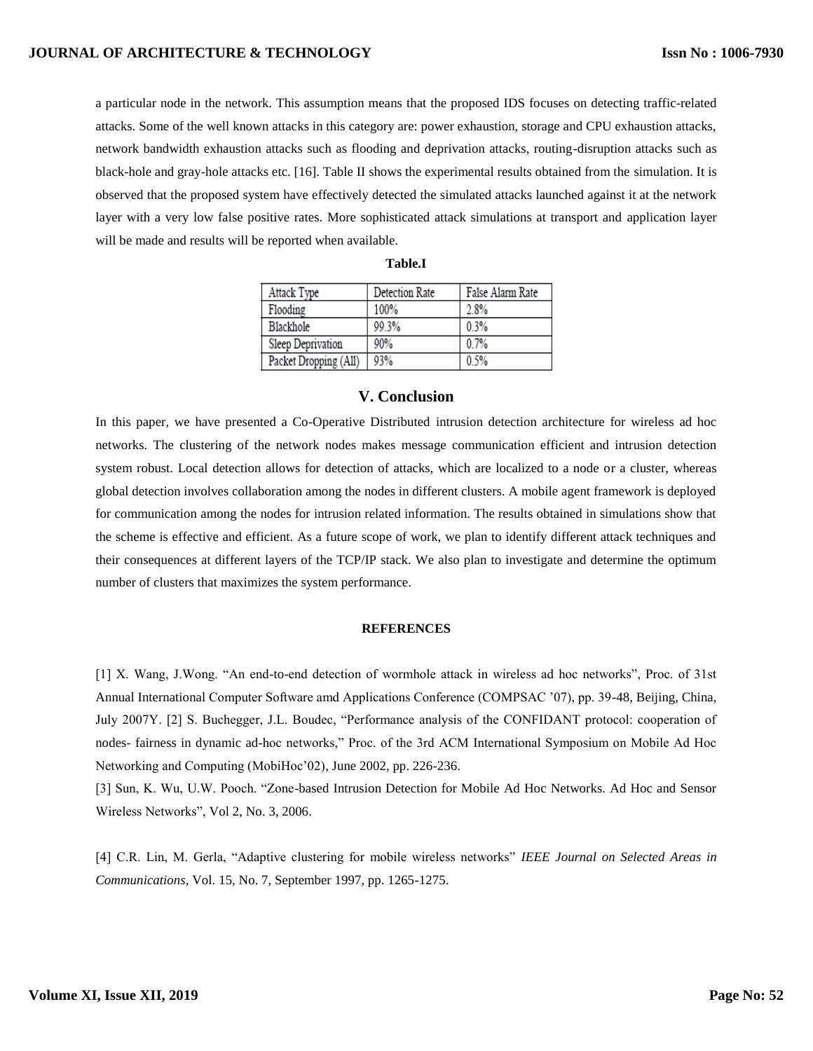a particular node in the network. This assumption means that the proposed IDS focuses on detecting traffic-related attacks. Some of the well known attacks in this category are: power exhaustion, storage and CPU exhaustion attacks, network bandwidth exhaustion attacks such as flooding and deprivation attacks, routing-disruption attacks such as black-hole and gray-hole attacks etc. [16]. Table II shows the experimental results obtained from the simulation. It is observed that the proposed system have effectively detected the simulated attacks launched against it at the network layer with a very low false positive rates. More sophisticated attack simulations at transport and application layer will be made and results will be reported when available.

**Table.I**

| Attack Type | Detection Rate | False Alarm Rate |
|---|---|---|
| Flooding | 100% | 2.8% |
| Blackhole | 99.3% | 0.3% |
| Sleep Deprivation | 90% | 0.7% |
| Packet Dropping (All) | 93% | 0.5% |

## V. Conclusion

In this paper, we have presented a Co-Operative Distributed intrusion detection architecture for wireless ad hoc networks. The clustering of the network nodes makes message communication efficient and intrusion detection system robust. Local detection allows for detection of attacks, which are localized to a node or a cluster, whereas global detection involves collaboration among the nodes in different clusters. A mobile agent framework is deployed for communication among the nodes for intrusion related information. The results obtained in simulations show that the scheme is effective and efficient. As a future scope of work, we plan to identify different attack techniques and their consequences at different layers of the TCP/IP stack. We also plan to investigate and determine the optimum number of clusters that maximizes the system performance.

## REFERENCES

[1] X. Wang, J.Wong. "An end-to-end detection of wormhole attack in wireless ad hoc networks", Proc. of 31st Annual International Computer Software amd Applications Conference (COMPSAC '07), pp. 39-48, Beijing, China, July 2007Y. [2] S. Buchegger, J.L. Boudec, "Performance analysis of the CONFIDANT protocol: cooperation of nodes- fairness in dynamic ad-hoc networks," Proc. of the 3rd ACM International Symposium on Mobile Ad Hoc Networking and Computing (MobiHoc'02), June 2002, pp. 226-236.

[3] Sun, K. Wu, U.W. Pooch. "Zone-based Intrusion Detection for Mobile Ad Hoc Networks. Ad Hoc and Sensor Wireless Networks", Vol 2, No. 3, 2006.

[4] C.R. Lin, M. Gerla, "Adaptive clustering for mobile wireless networks" *IEEE Journal on Selected Areas in Communications*, Vol. 15, No. 7, September 1997, pp. 1265-1275.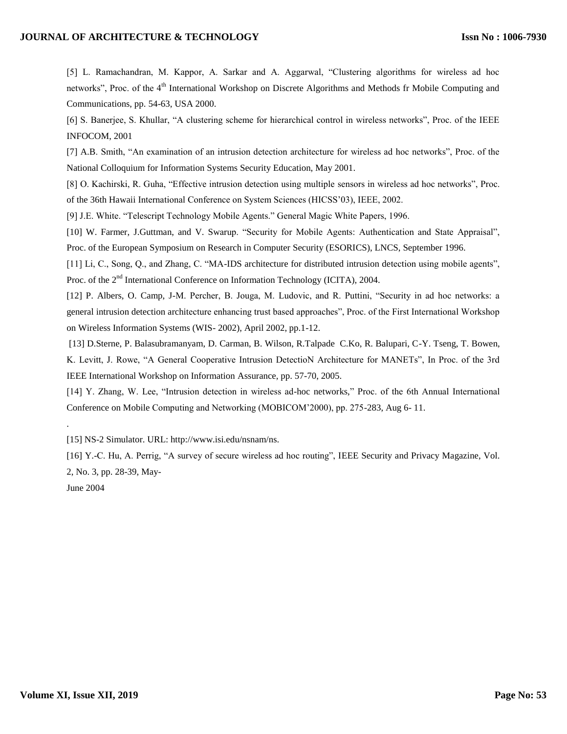[5] L. Ramachandran, M. Kappor, A. Sarkar and A. Aggarwal, "Clustering algorithms for wireless ad hoc networks", Proc. of the 4th International Workshop on Discrete Algorithms and Methods fr Mobile Computing and Communications, pp. 54-63, USA 2000.

[6] S. Banerjee, S. Khullar, "A clustering scheme for hierarchical control in wireless networks", Proc. of the IEEE INFOCOM, 2001

[7] A.B. Smith, "An examination of an intrusion detection architecture for wireless ad hoc networks", Proc. of the National Colloquium for Information Systems Security Education, May 2001.

[8] O. Kachirski, R. Guha, "Effective intrusion detection using multiple sensors in wireless ad hoc networks", Proc. of the 36th Hawaii International Conference on System Sciences (HICSS'03), IEEE, 2002.

[9] J.E. White. "Telescript Technology Mobile Agents." General Magic White Papers, 1996.

[10] W. Farmer, J.Guttman, and V. Swarup. "Security for Mobile Agents: Authentication and State Appraisal", Proc. of the European Symposium on Research in Computer Security (ESORICS), LNCS, September 1996.

[11] Li, C., Song, Q., and Zhang, C. "MA-IDS architecture for distributed intrusion detection using mobile agents", Proc. of the 2nd International Conference on Information Technology (ICITA), 2004.

[12] P. Albers, O. Camp, J-M. Percher, B. Jouga, M. Ludovic, and R. Puttini, "Security in ad hoc networks: a general intrusion detection architecture enhancing trust based approaches", Proc. of the First International Workshop on Wireless Information Systems (WIS- 2002), April 2002, pp.1-12.

[13] D.Sterne, P. Balasubramanyam, D. Carman, B. Wilson, R.Talpade C.Ko, R. Balupari, C-Y. Tseng, T. Bowen, K. Levitt, J. Rowe, "A General Cooperative Intrusion DetectioN Architecture for MANETs", In Proc. of the 3rd IEEE International Workshop on Information Assurance, pp. 57-70, 2005.

[14] Y. Zhang, W. Lee, "Intrusion detection in wireless ad-hoc networks," Proc. of the 6th Annual International Conference on Mobile Computing and Networking (MOBICOM'2000), pp. 275-283, Aug 6- 11.

.

[15] NS-2 Simulator. URL: http://www.isi.edu/nsnam/ns.

[16] Y.-C. Hu, A. Perrig, "A survey of secure wireless ad hoc routing", IEEE Security and Privacy Magazine, Vol. 2, No. 3, pp. 28-39, May-
June 2004